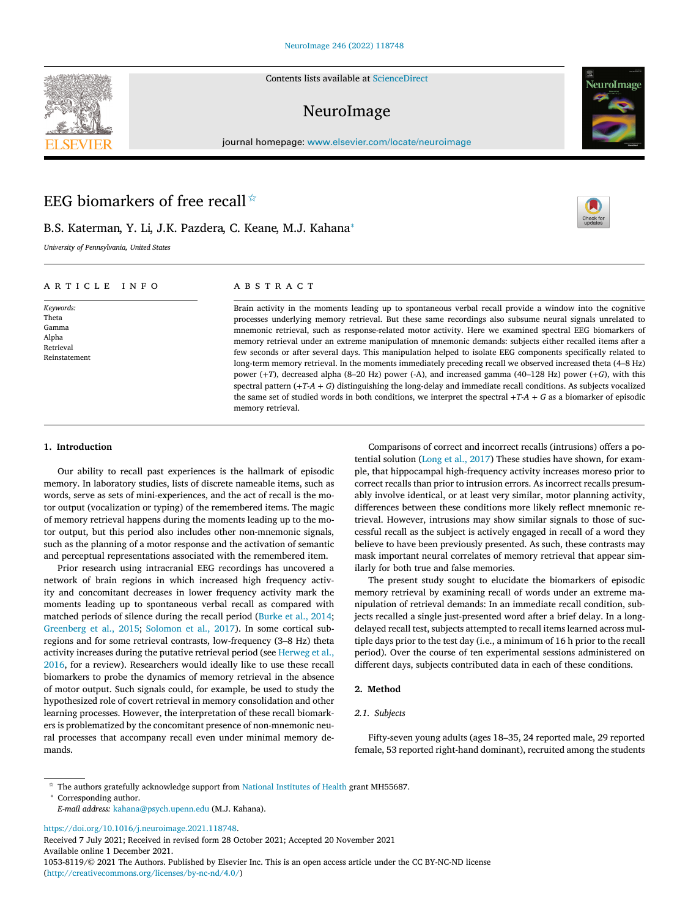# EEG biomarkers of free recall ☆

B.S. Katerman, Y. Li, J.K. Pazdera, C. Keane, M.J. Kahana*

*University of Pennsylvania, United States*

---

**ARTICLE INFO**

*Keywords:*
Theta
Gamma
Alpha
Retrieval
Reinstatement

**ABSTRACT**

Brain activity in the moments leading up to spontaneous verbal recall provide a window into the cognitive processes underlying memory retrieval. But these same recordings also subsume neural signals unrelated to mnemonic retrieval, such as response-related motor activity. Here we examined spectral EEG biomarkers of memory retrieval under an extreme manipulation of mnemonic demands: subjects either recalled items after a few seconds or after several days. This manipulation helped to isolate EEG components specifically related to long-term memory retrieval. In the moments immediately preceding recall we observed increased theta (4–8 Hz) power (*+T*), decreased alpha (8–20 Hz) power (*-A*), and increased gamma (40–128 Hz) power (*+G*), with this spectral pattern (*+T-A + G*) distinguishing the long-delay and immediate recall conditions. As subjects vocalized the same set of studied words in both conditions, we interpret the spectral *+T-A + G* as a biomarker of episodic memory retrieval.

---

## 1. Introduction

Our ability to recall past experiences is the hallmark of episodic memory. In laboratory studies, lists of discrete nameable items, such as words, serve as sets of mini-experiences, and the act of recall is the motor output (vocalization or typing) of the remembered items. The magic of memory retrieval happens during the moments leading up to the motor output, but this period also includes other non-mnemonic signals, such as the planning of a motor response and the activation of semantic and perceptual representations associated with the remembered item.

Prior research using intracranial EEG recordings has uncovered a network of brain regions in which increased high frequency activity and concomitant decreases in lower frequency activity mark the moments leading up to spontaneous verbal recall as compared with matched periods of silence during the recall period (Burke et al., 2014; Greenberg et al., 2015; Solomon et al., 2017). In some cortical subregions and for some retrieval contrasts, low-frequency (3–8 Hz) theta activity increases during the putative retrieval period (see Herweg et al., 2016, for a review). Researchers would ideally like to use these recall biomarkers to probe the dynamics of memory retrieval in the absence of motor output. Such signals could, for example, be used to study the hypothesized role of covert retrieval in memory consolidation and other learning processes. However, the interpretation of these recall biomarkers is problematized by the concomitant presence of non-mnemonic neural processes that accompany recall even under minimal memory demands.

Comparisons of correct and incorrect recalls (intrusions) offers a potential solution (Long et al., 2017) These studies have shown, for example, that hippocampal high-frequency activity increases moreso prior to correct recalls than prior to intrusion errors. As incorrect recalls presumably involve identical, or at least very similar, motor planning activity, differences between these conditions more likely reflect mnemonic retrieval. However, intrusions may show similar signals to those of successful recall as the subject is actively engaged in recall of a word they believe to have been previously presented. As such, these contrasts may mask important neural correlates of memory retrieval that appear similarly for both true and false memories.

The present study sought to elucidate the biomarkers of episodic memory retrieval by examining recall of words under an extreme manipulation of retrieval demands: In an immediate recall condition, subjects recalled a single just-presented word after a brief delay. In a long-delayed recall test, subjects attempted to recall items learned across multiple days prior to the test day (i.e., a minimum of 16 h prior to the recall period). Over the course of ten experimental sessions administered on different days, subjects contributed data in each of these conditions.

## 2. Method

### 2.1. Subjects

Fifty-seven young adults (ages 18–35, 24 reported male, 29 reported female, 53 reported right-hand dominant), recruited among the students

---

☆ The authors gratefully acknowledge support from National Institutes of Health grant MH55687.

\* Corresponding author.

*E-mail address:* kahana@psych.upenn.edu (M.J. Kahana).

https://doi.org/10.1016/j.neuroimage.2021.118748.

Received 7 July 2021; Received in revised form 28 October 2021; Accepted 20 November 2021

Available online 1 December 2021.

1053-8119/© 2021 The Authors. Published by Elsevier Inc. This is an open access article under the CC BY-NC-ND license (http://creativecommons.org/licenses/by-nc-nd/4.0/)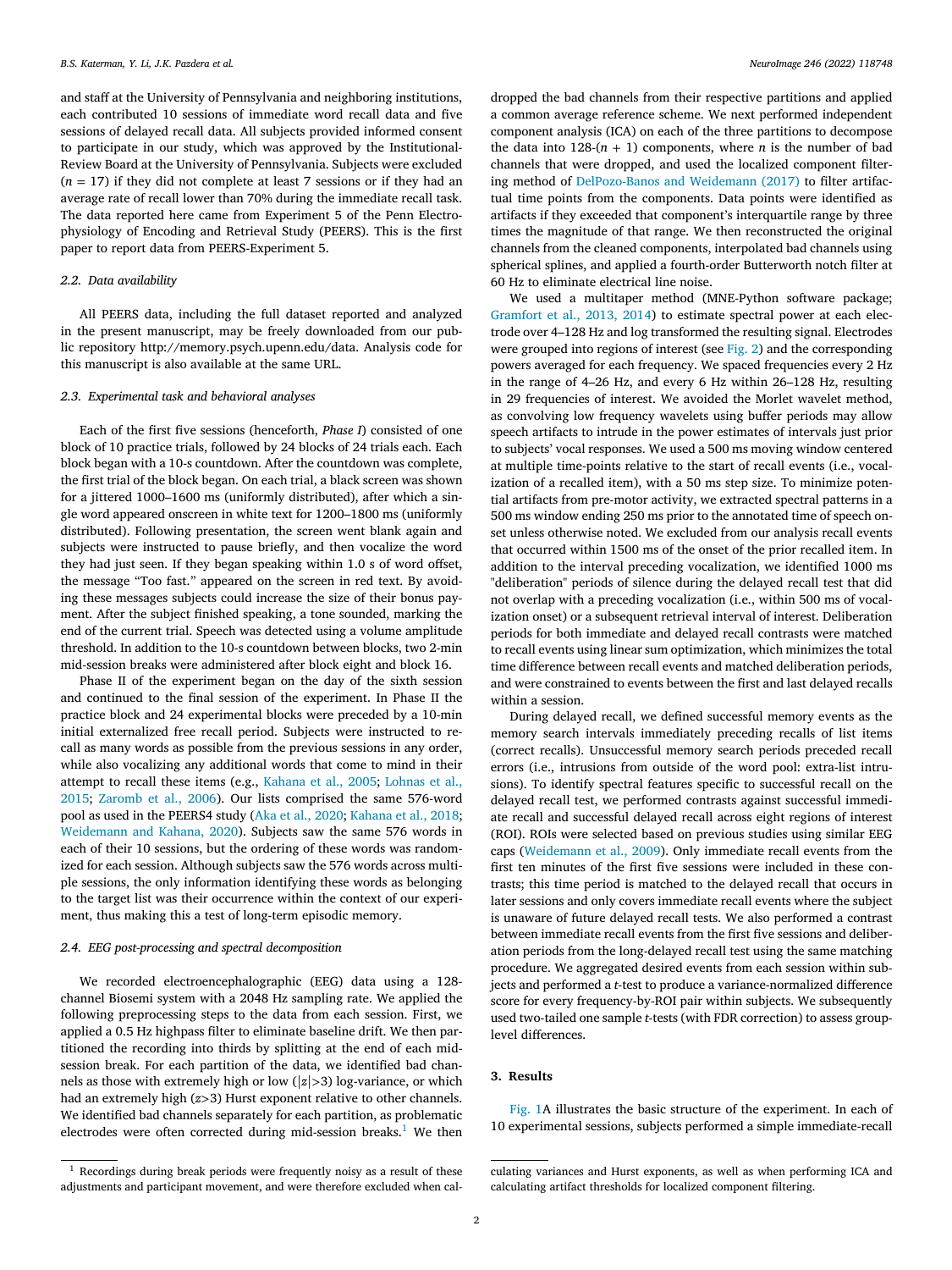and staff at the University of Pennsylvania and neighboring institutions, each contributed 10 sessions of immediate word recall data and five sessions of delayed recall data. All subjects provided informed consent to participate in our study, which was approved by the Institutional-Review Board at the University of Pennsylvania. Subjects were excluded ($n$ = 17) if they did not complete at least 7 sessions or if they had an average rate of recall lower than 70% during the immediate recall task. The data reported here came from Experiment 5 of the Penn Electrophysiology of Encoding and Retrieval Study (PEERS). This is the first paper to report data from PEERS-Experiment 5.

### 2.2. Data availability

All PEERS data, including the full dataset reported and analyzed in the present manuscript, may be freely downloaded from our public repository http://memory.psych.upenn.edu/data. Analysis code for this manuscript is also available at the same URL.

### 2.3. Experimental task and behavioral analyses

Each of the first five sessions (henceforth, *Phase I*) consisted of one block of 10 practice trials, followed by 24 blocks of 24 trials each. Each block began with a 10-s countdown. After the countdown was complete, the first trial of the block began. On each trial, a black screen was shown for a jittered 1000–1600 ms (uniformly distributed), after which a single word appeared onscreen in white text for 1200–1800 ms (uniformly distributed). Following presentation, the screen went blank again and subjects were instructed to pause briefly, and then vocalize the word they had just seen. If they began speaking within 1.0 s of word offset, the message "Too fast." appeared on the screen in red text. By avoiding these messages subjects could increase the size of their bonus payment. After the subject finished speaking, a tone sounded, marking the end of the current trial. Speech was detected using a volume amplitude threshold. In addition to the 10-s countdown between blocks, two 2-min mid-session breaks were administered after block eight and block 16.

Phase II of the experiment began on the day of the sixth session and continued to the final session of the experiment. In Phase II the practice block and 24 experimental blocks were preceded by a 10-min initial externalized free recall period. Subjects were instructed to recall as many words as possible from the previous sessions in any order, while also vocalizing any additional words that come to mind in their attempt to recall these items (e.g., Kahana et al., 2005; Lohnas et al., 2015; Zaromb et al., 2006). Our lists comprised the same 576-word pool as used in the PEERS4 study (Aka et al., 2020; Kahana et al., 2018; Weidemann and Kahana, 2020). Subjects saw the same 576 words in each of their 10 sessions, but the ordering of these words was randomized for each session. Although subjects saw the 576 words across multiple sessions, the only information identifying these words as belonging to the target list was their occurrence within the context of our experiment, thus making this a test of long-term episodic memory.

### 2.4. EEG post-processing and spectral decomposition

We recorded electroencephalographic (EEG) data using a 128-channel Biosemi system with a 2048 Hz sampling rate. We applied the following preprocessing steps to the data from each session. First, we applied a 0.5 Hz highpass filter to eliminate baseline drift. We then partitioned the recording into thirds by splitting at the end of each mid-session break. For each partition of the data, we identified bad channels as those with extremely high or low ($|z|$>3) log-variance, or which had an extremely high ($z$>3) Hurst exponent relative to other channels. We identified bad channels separately for each partition, as problematic electrodes were often corrected during mid-session breaks.[1] We then dropped the bad channels from their respective partitions and applied a common average reference scheme. We next performed independent component analysis (ICA) on each of the three partitions to decompose the data into 128-($n$ + 1) components, where $n$ is the number of bad channels that were dropped, and used the localized component filtering method of DelPozo-Banos and Weidemann (2017) to filter artifactual time points from the components. Data points were identified as artifacts if they exceeded that component's interquartile range by three times the magnitude of that range. We then reconstructed the original channels from the cleaned components, interpolated bad channels using spherical splines, and applied a fourth-order Butterworth notch filter at 60 Hz to eliminate electrical line noise.

We used a multitaper method (MNE-Python software package; Gramfort et al., 2013, 2014) to estimate spectral power at each electrode over 4–128 Hz and log transformed the resulting signal. Electrodes were grouped into regions of interest (see Fig. 2) and the corresponding powers averaged for each frequency. We spaced frequencies every 2 Hz in the range of 4–26 Hz, and every 6 Hz within 26–128 Hz, resulting in 29 frequencies of interest. We avoided the Morlet wavelet method, as convolving low frequency wavelets using buffer periods may allow speech artifacts to intrude in the power estimates of intervals just prior to subjects' vocal responses. We used a 500 ms moving window centered at multiple time-points relative to the start of recall events (i.e., vocalization of a recalled item), with a 50 ms step size. To minimize potential artifacts from pre-motor activity, we extracted spectral patterns in a 500 ms window ending 250 ms prior to the annotated time of speech onset unless otherwise noted. We excluded from our analysis recall events that occurred within 1500 ms of the onset of the prior recalled item. In addition to the interval preceding vocalization, we identified 1000 ms "deliberation" periods of silence during the delayed recall test that did not overlap with a preceding vocalization (i.e., within 500 ms of vocalization onset) or a subsequent retrieval interval of interest. Deliberation periods for both immediate and delayed recall contrasts were matched to recall events using linear sum optimization, which minimizes the total time difference between recall events and matched deliberation periods, and were constrained to events between the first and last delayed recalls within a session.

During delayed recall, we defined successful memory events as the memory search intervals immediately preceding recalls of list items (correct recalls). Unsuccessful memory search periods preceded recall errors (i.e., intrusions from outside of the word pool: extra-list intrusions). To identify spectral features specific to successful recall on the delayed recall test, we performed contrasts against successful immediate recall and successful delayed recall across eight regions of interest (ROI). ROIs were selected based on previous studies using similar EEG caps (Weidemann et al., 2009). Only immediate recall events from the first ten minutes of the first five sessions were included in these contrasts; this time period is matched to the delayed recall that occurs in later sessions and only covers immediate recall events where the subject is unaware of future delayed recall tests. We also performed a contrast between immediate recall events from the first five sessions and deliberation periods from the long-delayed recall test using the same matching procedure. We aggregated desired events from each session within subjects and performed a $t$-test to produce a variance-normalized difference score for every frequency-by-ROI pair within subjects. We subsequently used two-tailed one sample $t$-tests (with FDR correction) to assess group-level differences.

## 3. Results

Fig. 1A illustrates the basic structure of the experiment. In each of 10 experimental sessions, subjects performed a simple immediate-recall

[1] Recordings during break periods were frequently noisy as a result of these adjustments and participant movement, and were therefore excluded when calculating variances and Hurst exponents, as well as when performing ICA and calculating artifact thresholds for localized component filtering.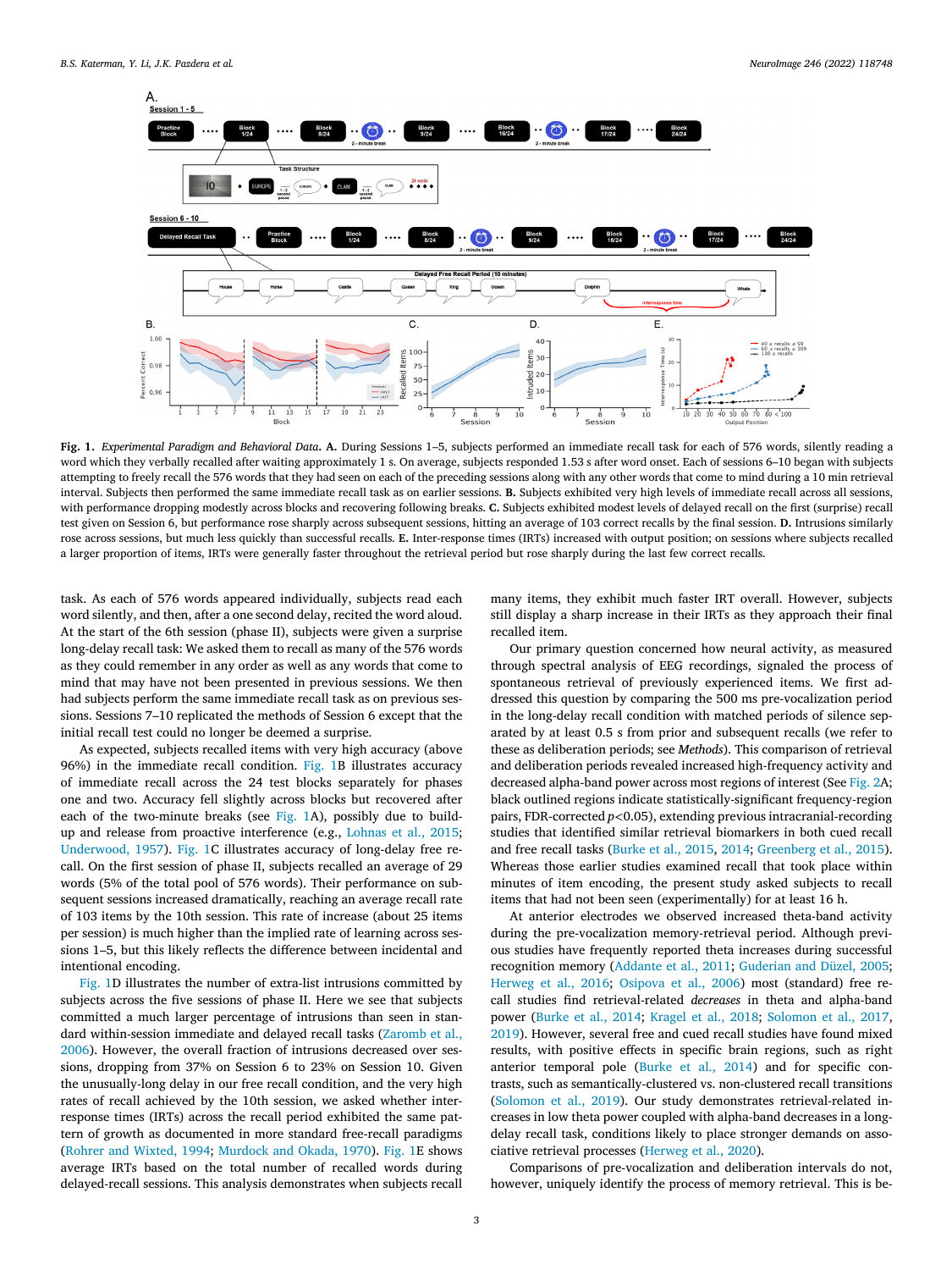Session 1 - 5
Practice Block
Block 1/24
Block 8/24
2 - minute break
Block 9/24
Block 16/24
2 - minute break
Block 17/24
Block 24/24
Task Structure
EUROPE
1 - 2 second pause
CLAM
24 words
Session 6 - 10
Delayed Recall Task
Practice Block
Block 1/24
Block 8/24
2 - minute break
Block 9/24
Block 16/24
2 - minute break
Block 17/24
Block 24/24
Delayed Free Recall Period (10 minutes)
House
Horse
Castle
Queen
King
Ocean
Dolphin
Whale
Interresponse time

B. Percent Correct; Block; Sessions FIRST LAST
C. Recalled Items; Session
D. Intruded Items; Session
E. Interresponse Time (s); Output Position; 40 ≤ recalls ≤ 59; 60 ≤ recalls ≤ 109; 110 ≤ recalls

**Fig. 1.** *Experimental Paradigm and Behavioral Data.* **A.** During Sessions 1–5, subjects performed an immediate recall task for each of 576 words, silently reading a word which they verbally recalled after waiting approximately 1 s. On average, subjects responded 1.53 s after word onset. Each of sessions 6–10 began with subjects attempting to freely recall the 576 words that they had seen on each of the preceding sessions along with any other words that come to mind during a 10 min retrieval interval. Subjects then performed the same immediate recall task as on earlier sessions. **B.** Subjects exhibited very high levels of immediate recall across all sessions, with performance dropping modestly across blocks and recovering following breaks. **C.** Subjects exhibited modest levels of delayed recall on the first (surprise) recall test given on Session 6, but performance rose sharply across subsequent sessions, hitting an average of 103 correct recalls by the final session. **D.** Intrusions similarly rose across sessions, but much less quickly than successful recalls. **E.** Inter-response times (IRTs) increased with output position; on sessions where subjects recalled a larger proportion of items, IRTs were generally faster throughout the retrieval period but rose sharply during the last few correct recalls.

task. As each of 576 words appeared individually, subjects read each word silently, and then, after a one second delay, recited the word aloud. At the start of the 6th session (phase II), subjects were given a surprise long-delay recall task: We asked them to recall as many of the 576 words as they could remember in any order as well as any words that come to mind that may have not been presented in previous sessions. We then had subjects perform the same immediate recall task as on previous sessions. Sessions 7–10 replicated the methods of Session 6 except that the initial recall test could no longer be deemed a surprise.

As expected, subjects recalled items with very high accuracy (above 96%) in the immediate recall condition. Fig. 1B illustrates accuracy of immediate recall across the 24 test blocks separately for phases one and two. Accuracy fell slightly across blocks but recovered after each of the two-minute breaks (see Fig. 1A), possibly due to build-up and release from proactive interference (e.g., Lohnas et al., 2015; Underwood, 1957). Fig. 1C illustrates accuracy of long-delay free recall. On the first session of phase II, subjects recalled an average of 29 words (5% of the total pool of 576 words). Their performance on subsequent sessions increased dramatically, reaching an average recall rate of 103 items by the 10th session. This rate of increase (about 25 items per session) is much higher than the implied rate of learning across sessions 1–5, but this likely reflects the difference between incidental and intentional encoding.

Fig. 1D illustrates the number of extra-list intrusions committed by subjects across the five sessions of phase II. Here we see that subjects committed a much larger percentage of intrusions than seen in standard within-session immediate and delayed recall tasks (Zaromb et al., 2006). However, the overall fraction of intrusions decreased over sessions, dropping from 37% on Session 6 to 23% on Session 10. Given the unusually-long delay in our free recall condition, and the very high rates of recall achieved by the 10th session, we asked whether inter-response times (IRTs) across the recall period exhibited the same pattern of growth as documented in more standard free-recall paradigms (Rohrer and Wixted, 1994; Murdock and Okada, 1970). Fig. 1E shows average IRTs based on the total number of recalled words during delayed-recall sessions. This analysis demonstrates when subjects recall many items, they exhibit much faster IRT overall. However, subjects still display a sharp increase in their IRTs as they approach their final recalled item.

Our primary question concerned how neural activity, as measured through spectral analysis of EEG recordings, signaled the process of spontaneous retrieval of previously experienced items. We first addressed this question by comparing the 500 ms pre-vocalization period in the long-delay recall condition with matched periods of silence separated by at least 0.5 s from prior and subsequent recalls (we refer to these as deliberation periods; see *Methods*). This comparison of retrieval and deliberation periods revealed increased high-frequency activity and decreased alpha-band power across most regions of interest (See Fig. 2A; black outlined regions indicate statistically-significant frequency-region pairs, FDR-corrected $p<0.05$), extending previous intracranial-recording studies that identified similar retrieval biomarkers in both cued recall and free recall tasks (Burke et al., 2015, 2014; Greenberg et al., 2015). Whereas those earlier studies examined recall that took place within minutes of item encoding, the present study asked subjects to recall items that had not been seen (experimentally) for at least 16 h.

At anterior electrodes we observed increased theta-band activity during the pre-vocalization memory-retrieval period. Although previous studies have frequently reported theta increases during successful recognition memory (Addante et al., 2011; Guderian and Düzel, 2005; Herweg et al., 2016; Osipova et al., 2006) most (standard) free recall studies find retrieval-related *decreases* in theta and alpha-band power (Burke et al., 2014; Kragel et al., 2018; Solomon et al., 2017, 2019). However, several free and cued recall studies have found mixed results, with positive effects in specific brain regions, such as right anterior temporal pole (Burke et al., 2014) and for specific contrasts, such as semantically-clustered vs. non-clustered recall transitions (Solomon et al., 2019). Our study demonstrates retrieval-related increases in low theta power coupled with alpha-band decreases in a long-delay recall task, conditions likely to place stronger demands on associative retrieval processes (Herweg et al., 2020).

Comparisons of pre-vocalization and deliberation intervals do not, however, uniquely identify the process of memory retrieval. This is be-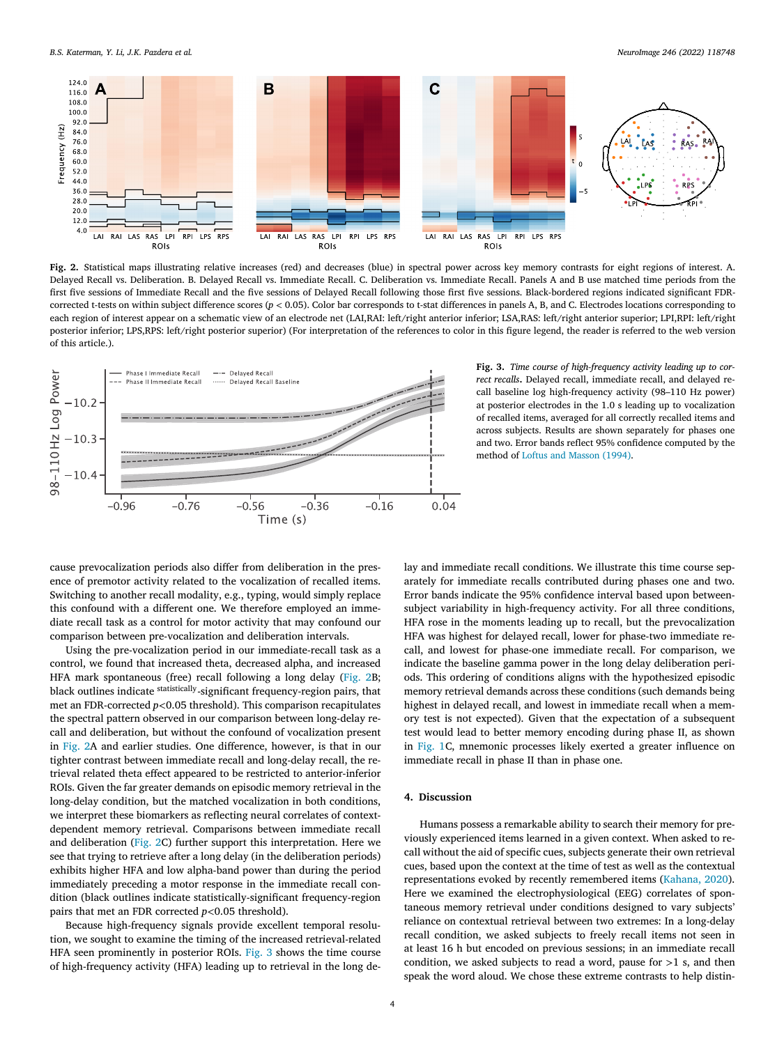124.0
116.0
108.0
100.0
92.0
84.0
76.0
68.0
60.0
52.0
44.0
36.0
28.0
20.0
12.0
4.0

Frequency (Hz)

A

B

C

LAI RAI LAS RAS LPI RPI LPS RPS

ROIs

5

t 0

−5

LAI LAS RAS RAI

LPS RPS

LPI RPI

**Fig. 2.** Statistical maps illustrating relative increases (red) and decreases (blue) in spectral power across key memory contrasts for eight regions of interest. A. Delayed Recall vs. Deliberation. B. Delayed Recall vs. Immediate Recall. C. Deliberation vs. Immediate Recall. Panels A and B use matched time periods from the first five sessions of Immediate Recall and the five sessions of Delayed Recall following those first five sessions. Black-bordered regions indicated significant FDR-corrected t-tests on within subject difference scores ($p < 0.05$). Color bar corresponds to t-stat differences in panels A, B, and C. Electrodes locations corresponding to each region of interest appear on a schematic view of an electrode net (LAI,RAI: left/right anterior inferior; LSA,RAS: left/right anterior superior; LPI,RPI: left/right posterior inferior; LPS,RPS: left/right posterior superior) (For interpretation of the references to color in this figure legend, the reader is referred to the web version of this article.).

Phase I Immediate Recall
Phase II Immediate Recall
Delayed Recall
Delayed Recall Baseline

98–110 Hz Log Power

−10.2
−10.3
−10.4

−0.96 −0.76 −0.56 −0.36 −0.16 0.04

Time (s)

**Fig. 3.** *Time course of high-frequency activity leading up to correct recalls***.** Delayed recall, immediate recall, and delayed recall baseline log high-frequency activity (98–110 Hz power) at posterior electrodes in the 1.0 s leading up to vocalization of recalled items, averaged for all correctly recalled items and across subjects. Results are shown separately for phases one and two. Error bands reflect 95% confidence computed by the method of Loftus and Masson (1994).

cause prevocalization periods also differ from deliberation in the presence of premotor activity related to the vocalization of recalled items. Switching to another recall modality, e.g., typing, would simply replace this confound with a different one. We therefore employed an immediate recall task as a control for motor activity that may confound our comparison between pre-vocalization and deliberation intervals.

Using the pre-vocalization period in our immediate-recall task as a control, we found that increased theta, decreased alpha, and increased HFA mark spontaneous (free) recall following a long delay (Fig. 2B; black outlines indicate statistically-significant frequency-region pairs, that met an FDR-corrected $p$<0.05 threshold). This comparison recapitulates the spectral pattern observed in our comparison between long-delay recall and deliberation, but without the confound of vocalization present in Fig. 2A and earlier studies. One difference, however, is that in our tighter contrast between immediate recall and long-delay recall, the retrieval related theta effect appeared to be restricted to anterior-inferior ROIs. Given the far greater demands on episodic memory retrieval in the long-delay condition, but the matched vocalization in both conditions, we interpret these biomarkers as reflecting neural correlates of context-dependent memory retrieval. Comparisons between immediate recall and deliberation (Fig. 2C) further support this interpretation. Here we see that trying to retrieve after a long delay (in the deliberation periods) exhibits higher HFA and low alpha-band power than during the period immediately preceding a motor response in the immediate recall condition (black outlines indicate statistically-significant frequency-region pairs that met an FDR corrected $p$<0.05 threshold).

Because high-frequency signals provide excellent temporal resolution, we sought to examine the timing of the increased retrieval-related HFA seen prominently in posterior ROIs. Fig. 3 shows the time course of high-frequency activity (HFA) leading up to retrieval in the long delay and immediate recall conditions. We illustrate this time course separately for immediate recalls contributed during phases one and two. Error bands indicate the 95% confidence interval based upon between-subject variability in high-frequency activity. For all three conditions, HFA rose in the moments leading up to recall, but the prevocalization HFA was highest for delayed recall, lower for phase-two immediate recall, and lowest for phase-one immediate recall. For comparison, we indicate the baseline gamma power in the long delay deliberation periods. This ordering of conditions aligns with the hypothesized episodic memory retrieval demands across these conditions (such demands being highest in delayed recall, and lowest in immediate recall when a memory test is not expected). Given that the expectation of a subsequent test would lead to better memory encoding during phase II, as shown in Fig. 1C, mnemonic processes likely exerted a greater influence on immediate recall in phase II than in phase one.

## 4. Discussion

Humans possess a remarkable ability to search their memory for previously experienced items learned in a given context. When asked to recall without the aid of specific cues, subjects generate their own retrieval cues, based upon the context at the time of test as well as the contextual representations evoked by recently remembered items (Kahana, 2020). Here we examined the electrophysiological (EEG) correlates of spontaneous memory retrieval under conditions designed to vary subjects' reliance on contextual retrieval between two extremes: In a long-delay recall condition, we asked subjects to freely recall items not seen in at least 16 h but encoded on previous sessions; in an immediate recall condition, we asked subjects to read a word, pause for >1 s, and then speak the word aloud. We chose these extreme contrasts to help distin-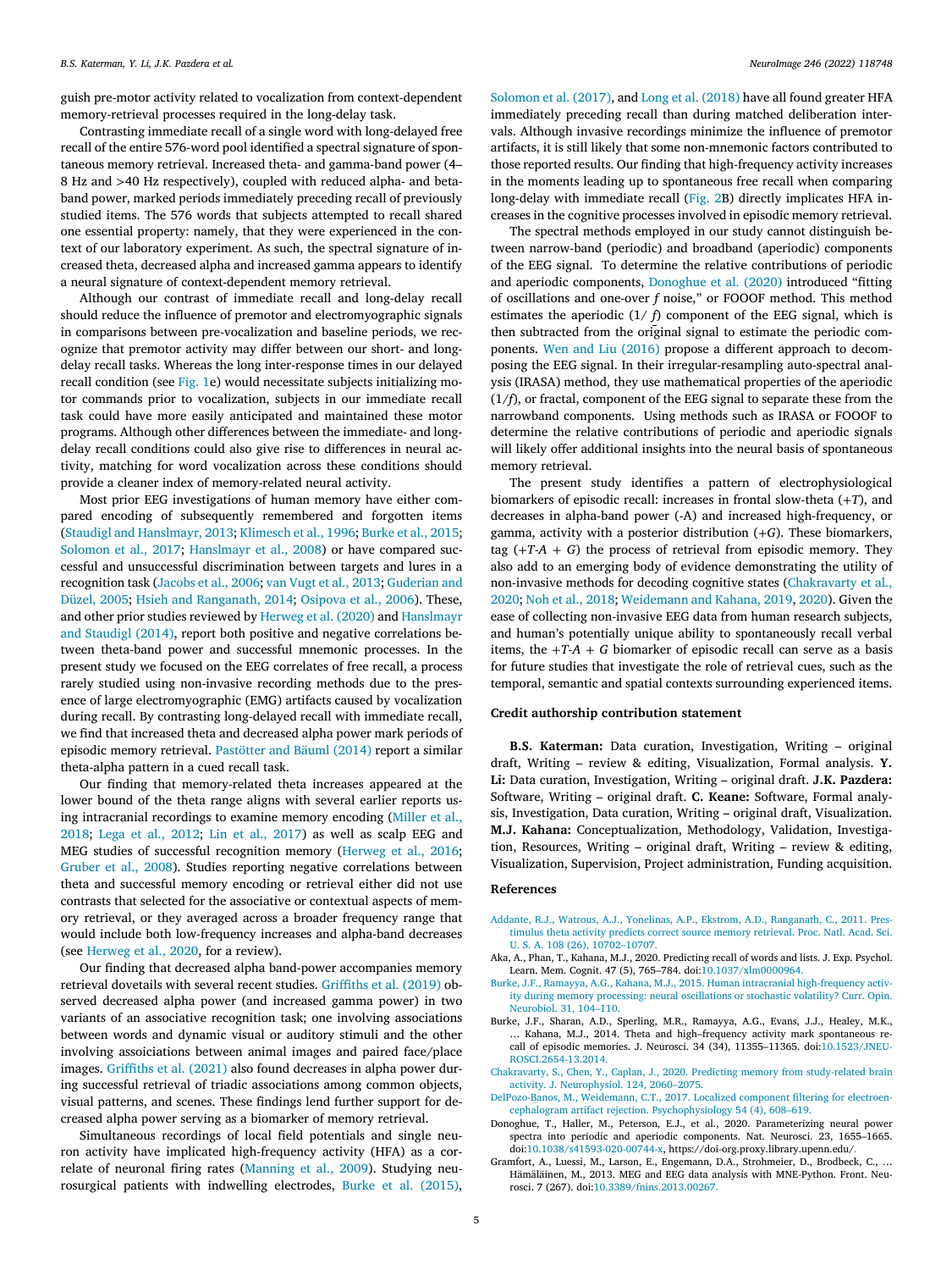guish pre-motor activity related to vocalization from context-dependent memory-retrieval processes required in the long-delay task.

Contrasting immediate recall of a single word with long-delayed free recall of the entire 576-word pool identified a spectral signature of spontaneous memory retrieval. Increased theta- and gamma-band power (4–8 Hz and >40 Hz respectively), coupled with reduced alpha- and beta-band power, marked periods immediately preceding recall of previously studied items. The 576 words that subjects attempted to recall shared one essential property: namely, that they were experienced in the context of our laboratory experiment. As such, the spectral signature of increased theta, decreased alpha and increased gamma appears to identify a neural signature of context-dependent memory retrieval.

Although our contrast of immediate recall and long-delay recall should reduce the influence of premotor and electromyographic signals in comparisons between pre-vocalization and baseline periods, we recognize that premotor activity may differ between our short- and long-delay recall tasks. Whereas the long inter-response times in our delayed recall condition (see Fig. 1e) would necessitate subjects initializing motor commands prior to vocalization, subjects in our immediate recall task could have more easily anticipated and maintained these motor programs. Although other differences between the immediate- and long-delay recall conditions could also give rise to differences in neural activity, matching for word vocalization across these conditions should provide a cleaner index of memory-related neural activity.

Most prior EEG investigations of human memory have either compared encoding of subsequently remembered and forgotten items (Staudigl and Hanslmayr, 2013; Klimesch et al., 1996; Burke et al., 2015; Solomon et al., 2017; Hanslmayr et al., 2008) or have compared successful and unsuccessful discrimination between targets and lures in a recognition task (Jacobs et al., 2006; van Vugt et al., 2013; Guderian and Düzel, 2005; Hsieh and Ranganath, 2014; Osipova et al., 2006). These, and other prior studies reviewed by Herweg et al. (2020) and Hanslmayr and Staudigl (2014), report both positive and negative correlations between theta-band power and successful mnemonic processes. In the present study we focused on the EEG correlates of free recall, a process rarely studied using non-invasive recording methods due to the presence of large electromyographic (EMG) artifacts caused by vocalization during recall. By contrasting long-delayed recall with immediate recall, we find that increased theta and decreased alpha power mark periods of episodic memory retrieval. Pastötter and Bäuml (2014) report a similar theta-alpha pattern in a cued recall task.

Our finding that memory-related theta increases appeared at the lower bound of the theta range aligns with several earlier reports using intracranial recordings to examine memory encoding (Miller et al., 2018; Lega et al., 2012; Lin et al., 2017) as well as scalp EEG and MEG studies of successful recognition memory (Herweg et al., 2016; Gruber et al., 2008). Studies reporting negative correlations between theta and successful memory encoding or retrieval either did not use contrasts that selected for the associative or contextual aspects of memory retrieval, or they averaged across a broader frequency range that would include both low-frequency increases and alpha-band decreases (see Herweg et al., 2020, for a review).

Our finding that decreased alpha band-power accompanies memory retrieval dovetails with several recent studies. Griffiths et al. (2019) observed decreased alpha power (and increased gamma power) in two variants of an associative recognition task; one involving associations between words and dynamic visual or auditory stimuli and the other involving assoiciations between animal images and paired face/place images. Griffiths et al. (2021) also found decreases in alpha power during successful retrieval of triadic associations among common objects, visual patterns, and scenes. These findings lend further support for decreased alpha power serving as a biomarker of memory retrieval.

Simultaneous recordings of local field potentials and single neuron activity have implicated high-frequency activity (HFA) as a correlate of neuronal firing rates (Manning et al., 2009). Studying neurosurgical patients with indwelling electrodes, Burke et al. (2015), Solomon et al. (2017), and Long et al. (2018) have all found greater HFA immediately preceding recall than during matched deliberation intervals. Although invasive recordings minimize the influence of premotor artifacts, it is still likely that some non-mnemonic factors contributed to those reported results. Our finding that high-frequency activity increases in the moments leading up to spontaneous free recall when comparing long-delay with immediate recall (Fig. 2B) directly implicates HFA increases in the cognitive processes involved in episodic memory retrieval.

The spectral methods employed in our study cannot distinguish between narrow-band (periodic) and broadband (aperiodic) components of the EEG signal. To determine the relative contributions of periodic and aperiodic components, Donoghue et al. (2020) introduced "fitting of oscillations and one-over *f* noise," or FOOOF method. This method estimates the aperiodic ($1/f$) component of the EEG signal, which is then subtracted from the original signal to estimate the periodic components. Wen and Liu (2016) propose a different approach to decomposing the EEG signal. In their irregular-resampling auto-spectral analysis (IRASA) method, they use mathematical properties of the aperiodic ($1/f$), or fractal, component of the EEG signal to separate these from the narrowband components. Using methods such as IRASA or FOOOF to determine the relative contributions of periodic and aperiodic signals will likely offer additional insights into the neural basis of spontaneous memory retrieval.

The present study identifies a pattern of electrophysiological biomarkers of episodic recall: increases in frontal slow-theta (*+T*), and decreases in alpha-band power (*-A*) and increased high-frequency, or gamma, activity with a posterior distribution (*+G*). These biomarkers, tag (*+T-A + G*) the process of retrieval from episodic memory. They also add to an emerging body of evidence demonstrating the utility of non-invasive methods for decoding cognitive states (Chakravarty et al., 2020; Noh et al., 2018; Weidemann and Kahana, 2019, 2020). Given the ease of collecting non-invasive EEG data from human research subjects, and human's potentially unique ability to spontaneously recall verbal items, the *+T-A + G* biomarker of episodic recall can serve as a basis for future studies that investigate the role of retrieval cues, such as the temporal, semantic and spatial contexts surrounding experienced items.

## Credit authorship contribution statement

**B.S. Katerman:** Data curation, Investigation, Writing – original draft, Writing – review & editing, Visualization, Formal analysis. **Y. Li:** Data curation, Investigation, Writing – original draft. **J.K. Pazdera:** Software, Writing – original draft. **C. Keane:** Software, Formal analysis, Investigation, Data curation, Writing – original draft, Visualization. **M.J. Kahana:** Conceptualization, Methodology, Validation, Investigation, Resources, Writing – original draft, Writing – review & editing, Visualization, Supervision, Project administration, Funding acquisition.

## References

Addante, R.J., Watrous, A.J., Yonelinas, A.P., Ekstrom, A.D., Ranganath, C., 2011. Prestimulus theta activity predicts correct source memory retrieval. Proc. Natl. Acad. Sci. U. S. A. 108 (26), 10702–10707.

Aka, A., Phan, T., Kahana, M.J., 2020. Predicting recall of words and lists. J. Exp. Psychol. Learn. Mem. Cognit. 47 (5), 765–784. doi:10.1037/xlm0000964.

Burke, J.F., Ramayya, A.G., Kahana, M.J., 2015. Human intracranial high-frequency activity during memory processing: neural oscillations or stochastic volatility? Curr. Opin. Neurobiol. 31, 104–110.

Burke, J.F., Sharan, A.D., Sperling, M.R., Ramayya, A.G., Evans, J.J., Healey, M.K., … Kahana, M.J., 2014. Theta and high–frequency activity mark spontaneous recall of episodic memories. J. Neurosci. 34 (34), 11355–11365. doi:10.1523/JNEUROSCI.2654-13.2014.

Chakravarty, S., Chen, Y., Caplan, J., 2020. Predicting memory from study-related brain activity. J. Neurophysiol. 124, 2060–2075.

DelPozo-Banos, M., Weidemann, C.T., 2017. Localized component filtering for electroencephalogram artifact rejection. Psychophysiology 54 (4), 608–619.

Donoghue, T., Haller, M., Peterson, E.J., et al., 2020. Parameterizing neural power spectra into periodic and aperiodic components. Nat. Neurosci. 23, 1655–1665. doi:10.1038/s41593-020-00744-x, https://doi-org.proxy.library.upenn.edu/.

Gramfort, A., Luessi, M., Larson, E., Engemann, D.A., Strohmeier, D., Brodbeck, C., … Hämäläinen, M., 2013. MEG and EEG data analysis with MNE-Python. Front. Neurosci. 7 (267). doi:10.3389/fnins.2013.00267.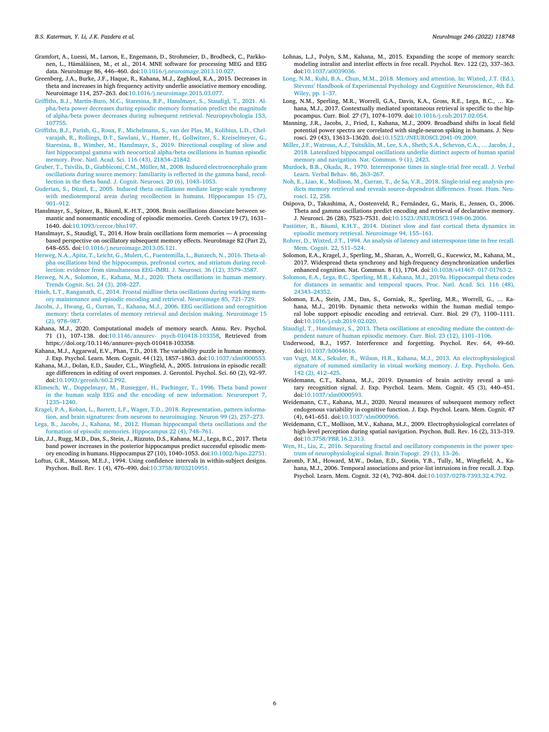Gramfort, A., Luessi, M., Larson, E., Engemann, D., Strohmeier, D., Brodbeck, C., Parkkonen, L., Hämäläinen, M., et al., 2014. MNE software for processing MEG and EEG data. NeuroImage 86, 446–460. doi:10.1016/j.neuroimage.2013.10.027.

Greenberg, J.A., Burke, J.F., Haque, R., Kahana, M.J., Zaghloul, K.A., 2015. Decreases in theta and increases in high frequency activity underlie associative memory encoding. Neuroimage 114, 257–263. doi:10.1016/j.neuroimage.2015.03.077.

Griffiths, B.J., Martín-Buro, M.C., Staresina, B.P., Hanslmayr, S., Staudigl, T., 2021. Alpha/beta power decreases during episodic memory formation predict the magnitude of alpha/beta power decreases during subsequent retrieval. Neuropsychologia 153, 107755.

Griffiths, B.J., Parish, G., Roux, F., Michelmann, S., van der Plas, M., Kolibius, L.D., Chelvarajah, R., Rollings, D.T., Sawlani, V., Hamer, H., Gollwitzer, S., Kreiselmeyer, G., Staresina, B., Wimber, M., Hanslmayr, S., 2019. Directional coupling of slow and fast hippocampal gamma with neocortical alpha/beta oscillations in human episodic memory. Proc. Natl. Acad. Sci. 116 (43), 21834–21842.

Gruber, T., Tsivilis, D., Giabbiconi, C.M., Müller, M., 2008. Induced electroencephalo gram oscillations during source memory: familiarity is reflected in the gamma band, recollection in the theta band. J. Cognit. Neurosci. 20 (6), 1043–1053.

Guderian, S., Düzel, E., 2005. Induced theta oscillations mediate large-scale synchrony with mediotemporal areas during recollection in humans. Hippocampus 15 (7), 901–912.

Hanslmayr, S., Spitzer, B., Bäuml, K.-H.T., 2008. Brain oscillations dissociate between semantic and nonsemantic encoding of episodic memories. Cereb. Cortex 19 (7), 1631–1640. doi:10.1093/cercor/bhn197.

Hanslmayr, S., Staudigl, T., 2014. How brain oscillations form memories — A processing based perspective on oscillatory subsequent memory effects. NeuroImage 82 (Part 2), 648–655. doi:10.1016/j.neuroimage.2013.05.121.

Herweg, N.A., Apitz, T., Leicht, G., Mulert, C., Fuentemilla, L., Bunzech, N., 2016. Theta-alpha oscillations bind the hippocampus, prefrontal cortex, and striatum during recollection: evidence from simultaneous EEG–fMRI. J. Neurosci. 36 (12), 3579–3587.

Herweg, N.A., Solomon, E., Kahana, M.J., 2020. Theta oscillations in human memory. Trends Cognit. Sci. 24 (3), 208–227.

Hsieh, L.T., Ranganath, C., 2014. Frontal midline theta oscillations during working memory maintenance and episodic encoding and retrieval. Neuroimage 85, 721–729.

Jacobs, J., Hwang, G., Curran, T., Kahana, M.J., 2006. EEG oscillations and recognition memory: theta correlates of memory retrieval and decision making. Neuroimage 15 (2), 978–987.

Kahana, M.J., 2020. Computational models of memory search. Annu. Rev. Psychol. 71 (1), 107–138. doi:10.1146/annurev- psych-010418-103358, Retrieved from https://doi.org/10.1146/annurev-psych-010418-103358.

Kahana, M.J., Aggarwal, E.V., Phan, T.D., 2018. The variability puzzle in human memory. J. Exp. Psychol. Learn. Mem. Cognit. 44 (12), 1857–1863. doi:10.1037/xlm0000553.

Kahana, M.J., Dolan, E.D., Sauder, C.L., Wingfield, A., 2005. Intrusions in episodic recall: age differences in editing of overt responses. J. Gerontol. Psychol. Sci. 60 (2), 92–97. doi:10.1093/geronb/60.2.P92.

Klimesch, W., Doppelmayr, M., Russegger, H., Pachinger, T., 1996. Theta band power in the human scalp EEG and the encoding of new information. Neuroreport 7, 1235–1240.

Kragel, P.A., Koban, L., Barrett, L.F., Wager, T.D., 2018. Representation, pattern information, and brain signatures: from neurons to neuroimaging. Neuron 99 (2), 257–273.

Lega, B., Jacobs, J., Kahana, M., 2012. Human hippocampal theta oscillations and the formation of episodic memories. Hippocampus 22 (4), 748–761.

Lin, J.J., Rugg, M.D., Das, S., Stein, J., Rizzuto, D.S., Kahana, M.J., Lega, B.C., 2017. Theta band power increases in the posterior hippocampus predict successful episodic memory encoding in humans. Hippocampus 27 (10), 1040–1053. doi:10.1002/hipo.22751.

Loftus, G.R., Masson, M.E.J., 1994. Using confidence intervals in within-subject designs. Psychon. Bull. Rev. 1 (4), 476–490. doi:10.3758/BF03210951.

Lohnas, L.J., Polyn, S.M., Kahana, M., 2015. Expanding the scope of memory search: modeling intralist and interlist effects in free recall. Psychol. Rev. 122 (2), 337–363. doi:10.1037/a0039036.

Long, N.M., Kuhl, B.A., Chun, M.M., 2018. Memory and attention. In: Wixted, J.T. (Ed.), Stevens' Handbook of Experimental Psychology and Cognitive Neuroscience, 4th Ed. Wiley, pp. 1–37.

Long, N.M., Sperling, M.R., Worrell, G.A., Davis, K.A., Gross, R.E., Lega, B.C., … Kahana, M.J., 2017. Contextually mediated spontaneous retrieval is specific to the hippocampus. Curr. Biol. 27 (7), 1074–1079. doi:10.1016/j.cub.2017.02.054.

Manning, J.R., Jacobs, J., Fried, I., Kahana, M.J., 2009. Broadband shifts in local field potential power spectra are correlated with single-neuron spiking in humans. J. Neurosci. 29 (43), 13613–13620. doi:10.1523/JNEUROSCI.2041-09.2009.

Miller, J.F., Watrous, A.J., Tsitsiklis, M., Lee, S.A., Sheth, S.A., Schevon, C.A., … Jacobs, J., 2018. Lateralized hippocampal oscillations underlie distinct aspects of human spatial memory and navigation. Nat. Commun. 9 (1), 2423.

Murdock, B.B., Okada, R., 1970. Interresponse times in single-trial free recall. J. Verbal Learn. Verbal Behav. 86, 263–267.

Noh, E., Liao, K., Mollison, M., Curran, T., de Sa, V.R., 2018. Single-trial eeg analysis predicts memory retrieval and reveals source-dependent differences. Front. Hum. Neurosci. 12, 258.

Osipova, D., Takashima, A., Oostenveld, R., Fernández, G., Maris, E., Jensen, O., 2006. Theta and gamma oscillations predict encoding and retrieval of declarative memory. J. Neurosci. 26 (28), 7523–7531. doi:10.1523/JNEUROSCI.1948-06.2006.

Pastötter, B., Bäuml, K.H.T., 2014. Distinct slow and fast cortical theta dynamics in episodic memory retrieval. Neuroimage 94, 155–161.

Rohrer, D., Wixted, J.T., 1994. An analysis of latency and interresponse time in free recall. Mem. Cognit. 22, 511–524.

Solomon, E.A., Kragel, J., Sperling, M., Sharan, A., Worrell, G., Kucewicz, M., Kahana, M., 2017. Widespread theta synchrony and high-frequency desynchronization underlies enhanced cognition. Nat. Commun. 8 (1), 1704. doi:10.1038/s41467- 017-01763-2.

Solomon, E.A., Lega, B.C., Sperling, M.R., Kahana, M.J., 2019a. Hippocampal theta codes for distances in semantic and temporal spaces. Proc. Natl. Acad. Sci. 116 (48), 24343–24352.

Solomon, E.A., Stein, J.M., Das, S., Gorniak, R., Sperling, M.R., Worrell, G., … Kahana, M.J., 2019b. Dynamic theta networks within the human medial temporal lobe support episodic encoding and retrieval. Curr. Biol. 29 (7), 1100–1111. doi:10.1016/j.cub.2019.02.020.

Staudigl, T., Hanslmayr, S., 2013. Theta oscillations at encoding mediate the context-dependent nature of human episodic memory. Curr. Biol. 23 (12), 1101–1106.

Underwood, B.J., 1957. Interference and forgetting. Psychol. Rev. 64, 49–60. doi:10.1037/h0044616.

van Vugt, M.K., Sekuler, R., Wilson, H.R., Kahana, M.J., 2013. An electrophysiological signature of summed similarity in visual working memory. J. Exp. Psycholo. Gen. 142 (2), 412–425.

Weidemann, C.T., Kahana, M.J., 2019. Dynamics of brain activity reveal a unitary recognition signal. J. Exp. Psychol. Learn. Mem. Cognit. 45 (3), 440–451. doi:10.1037/xlm0000593.

Weidemann, C.T., Kahana, M.J., 2020. Neural measures of subsequent memory reflect endogenous variability in cognitive function. J. Exp. Psychol. Learn. Mem. Cognit. 47 (4), 641–651. doi:10.1037/xlm0000966.

Weidemann, C.T., Mollison, M.V., Kahana, M.J., 2009. Electrophysiological correlates of high-level perception during spatial navigation. Psychon. Bull. Rev. 16 (2), 313–319. doi:10.3758/PBR.16.2.313.

Wen, H., Liu, Z., 2016. Separating fractal and oscillatory components in the power spectrum of neurophysiological signal. Brain Topogr. 29 (1), 13–26.

Zaromb, F.M., Howard, M.W., Dolan, E.D., Sirotin, Y.B., Tully, M., Wingfield, A., Kahana, M.J., 2006. Temporal associations and prior-list intrusions in free recall. J. Exp. Psychol. Learn. Mem. Cognit. 32 (4), 792–804. doi:10.1037/0278-7393.32.4.792.